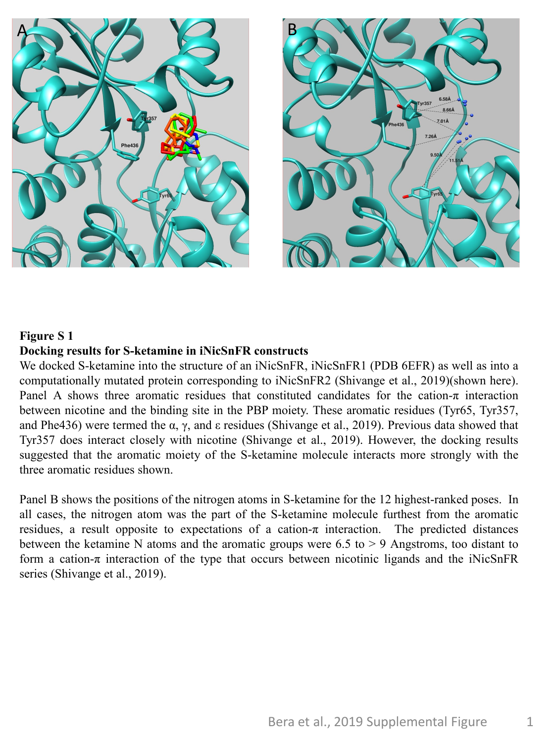**Figure S 1**

**Docking results for S-ketamine in iNicSnFR constructs**

We docked S-ketamine into the structure of an iNicSnFR, iNicSnFR1 (PDB 6EFR) as well as into a computationally mutated protein corresponding to iNicSnFR2 (Shivange et al., 2019)(shown here). Panel A shows three aromatic residues that constituted candidates for the cation-π interaction between nicotine and the binding site in the PBP moiety. These aromatic residues (Tyr65, Tyr357, and Phe436) were termed the α, γ, and ε residues (Shivange et al., 2019). Previous data showed that Tyr357 does interact closely with nicotine (Shivange et al., 2019). However, the docking results suggested that the aromatic moiety of the S-ketamine molecule interacts more strongly with the three aromatic residues shown.

Panel B shows the positions of the nitrogen atoms in S-ketamine for the 12 highest-ranked poses. In all cases, the nitrogen atom was the part of the S-ketamine molecule furthest from the aromatic residues, a result opposite to expectations of a cation-π interaction. The predicted distances between the ketamine N atoms and the aromatic groups were 6.5 to > 9 Angstroms, too distant to form a cation-π interaction of the type that occurs between nicotinic ligands and the iNicSnFR series (Shivange et al., 2019).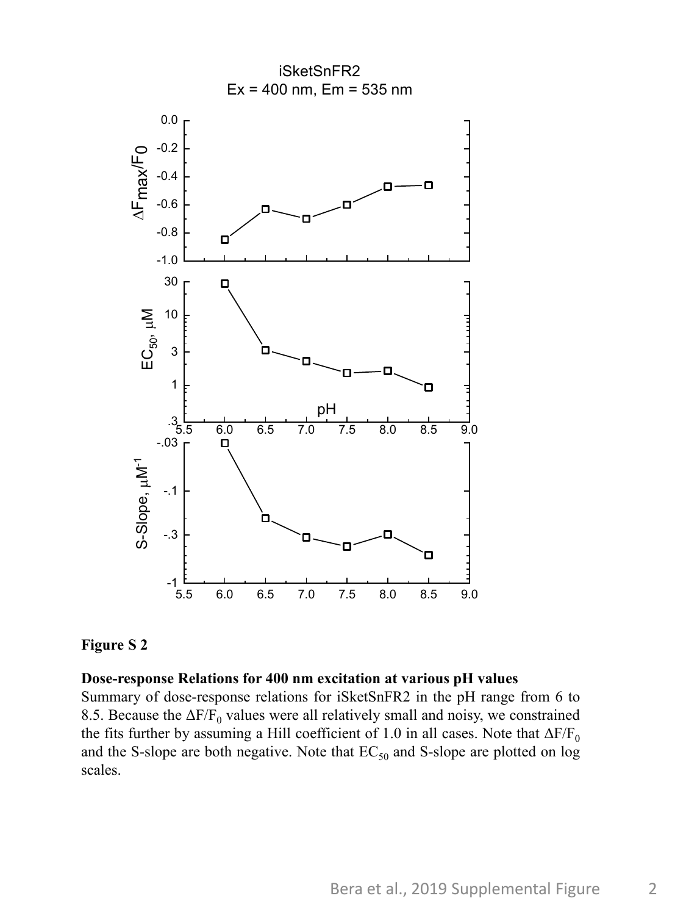**Figure S 2**

**Dose-response Relations for 400 nm excitation at various pH values**

Summary of dose-response relations for iSketSnFR2 in the pH range from 6 to 8.5. Because the $\Delta F/F_0$ values were all relatively small and noisy, we constrained the fits further by assuming a Hill coefficient of 1.0 in all cases. Note that $\Delta F/F_0$ and the S-slope are both negative. Note that $EC_{50}$ and S-slope are plotted on log scales.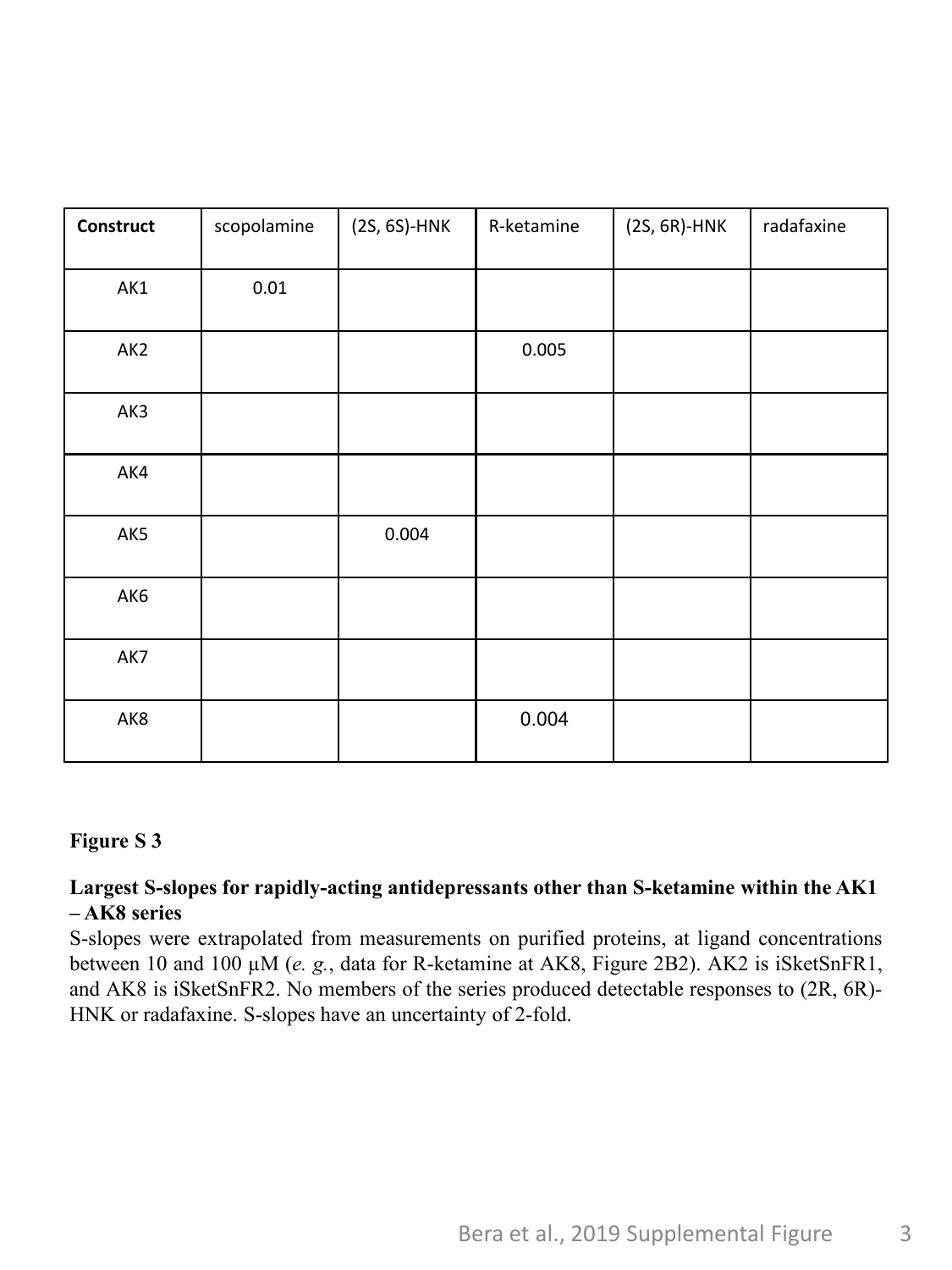| **Construct** | scopolamine | (2S, 6S)-HNK | R-ketamine | (2S, 6R)-HNK | radafaxine |
|---|---|---|---|---|---|
| AK1 | 0.01 | | | | |
| AK2 | | | 0.005 | | |
| AK3 | | | | | |
| AK4 | | | | | |
| AK5 | | 0.004 | | | |
| AK6 | | | | | |
| AK7 | | | | | |
| AK8 | | | 0.004 | | |

**Figure S 3**

**Largest S-slopes for rapidly-acting antidepressants other than S-ketamine within the AK1 – AK8 series**

S-slopes were extrapolated from measurements on purified proteins, at ligand concentrations between 10 and 100 µM (*e. g.*, data for R-ketamine at AK8, Figure 2B2). AK2 is iSketSnFR1, and AK8 is iSketSnFR2. No members of the series produced detectable responses to (2R, 6R)-HNK or radafaxine. S-slopes have an uncertainty of 2-fold.